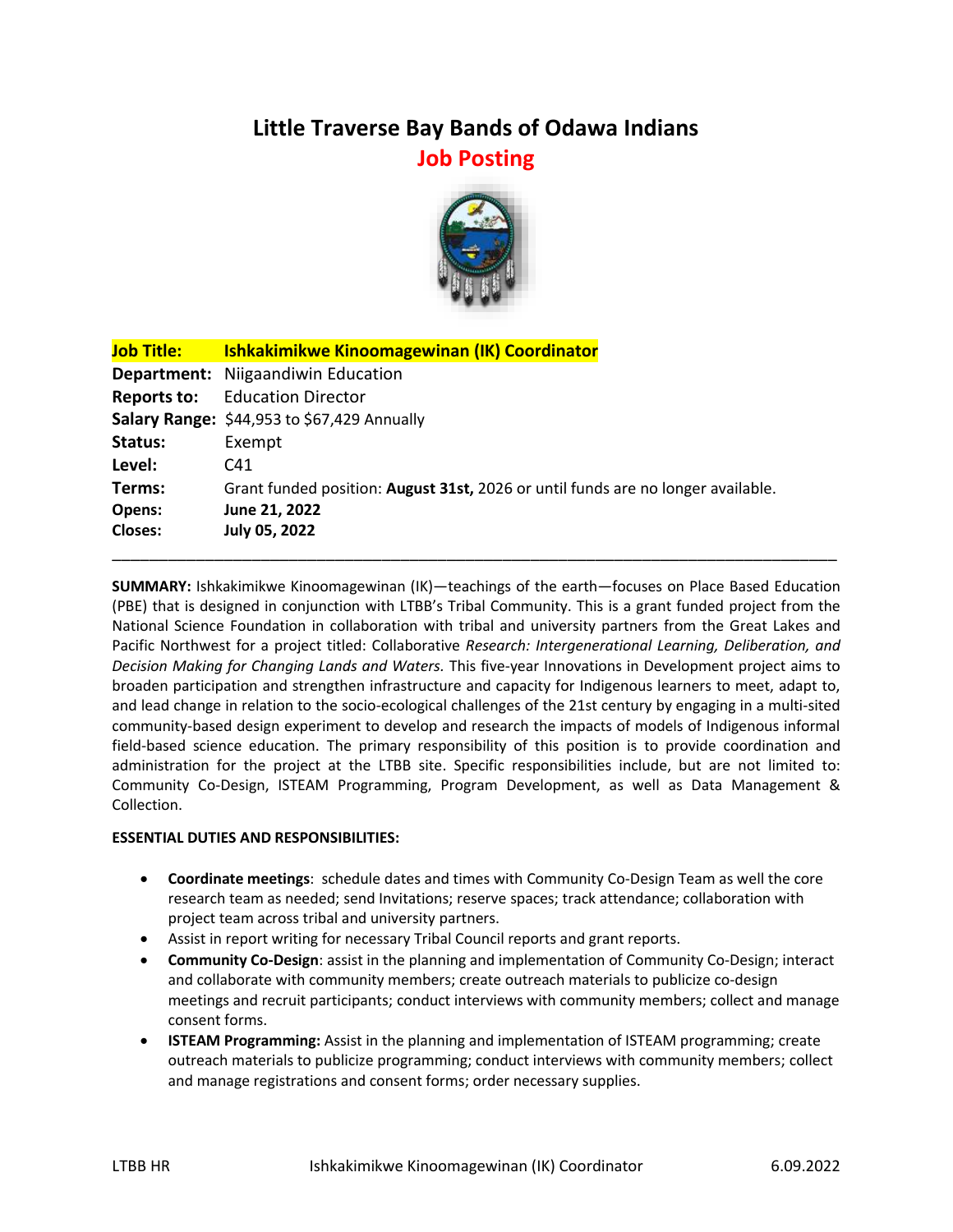# Little Traverse Bay Bands of Odawa Indians

## Job Posting

| | |
|---|---|
| **Job Title:** | **Ishkakimikwe Kinoomagewinan (IK) Coordinator** |
| **Department:** | Niigaandiwin Education |
| **Reports to:** | Education Director |
| **Salary Range:** | $44,953 to $67,429 Annually |
| **Status:** | Exempt |
| **Level:** | C41 |
| **Terms:** | Grant funded position: **August 31st,** 2026 or until funds are no longer available. |
| **Opens:** | **June 21, 2022** |
| **Closes:** | **July 05, 2022** |

---

**SUMMARY:** Ishkakimikwe Kinoomagewinan (IK)—teachings of the earth—focuses on Place Based Education (PBE) that is designed in conjunction with LTBB's Tribal Community. This is a grant funded project from the National Science Foundation in collaboration with tribal and university partners from the Great Lakes and Pacific Northwest for a project titled: Collaborative *Research: Intergenerational Learning, Deliberation, and Decision Making for Changing Lands and Waters.* This five-year Innovations in Development project aims to broaden participation and strengthen infrastructure and capacity for Indigenous learners to meet, adapt to, and lead change in relation to the socio-ecological challenges of the 21st century by engaging in a multi-sited community-based design experiment to develop and research the impacts of models of Indigenous informal field-based science education. The primary responsibility of this position is to provide coordination and administration for the project at the LTBB site. Specific responsibilities include, but are not limited to: Community Co-Design, ISTEAM Programming, Program Development, as well as Data Management & Collection.

**ESSENTIAL DUTIES AND RESPONSIBILITIES:**

- **Coordinate meetings**: schedule dates and times with Community Co-Design Team as well the core research team as needed; send Invitations; reserve spaces; track attendance; collaboration with project team across tribal and university partners.
- Assist in report writing for necessary Tribal Council reports and grant reports.
- **Community Co-Design**: assist in the planning and implementation of Community Co-Design; interact and collaborate with community members; create outreach materials to publicize co-design meetings and recruit participants; conduct interviews with community members; collect and manage consent forms.
- **ISTEAM Programming:** Assist in the planning and implementation of ISTEAM programming; create outreach materials to publicize programming; conduct interviews with community members; collect and manage registrations and consent forms; order necessary supplies.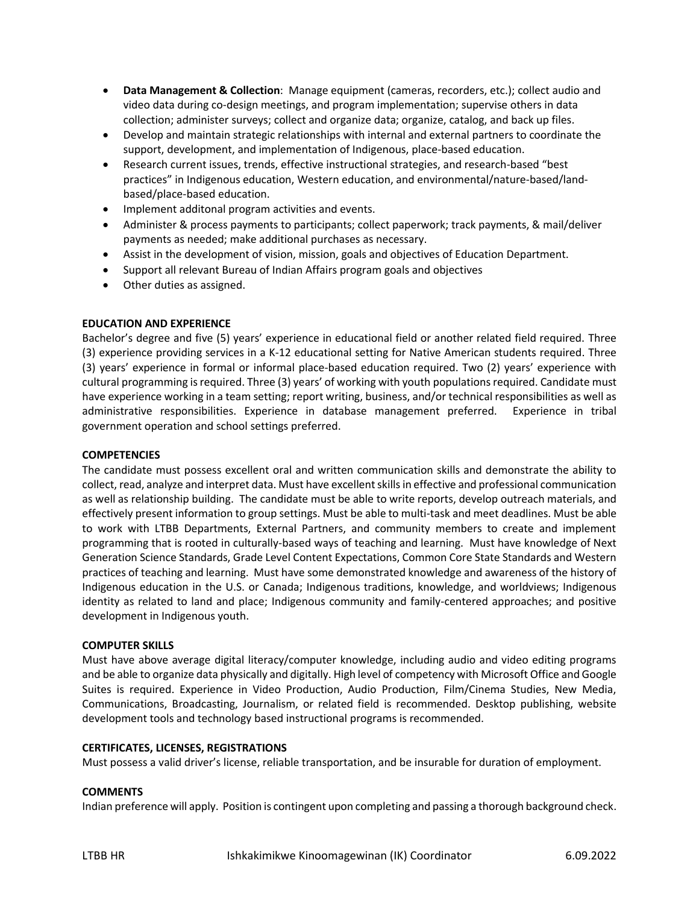- **Data Management & Collection**: Manage equipment (cameras, recorders, etc.); collect audio and video data during co-design meetings, and program implementation; supervise others in data collection; administer surveys; collect and organize data; organize, catalog, and back up files.
- Develop and maintain strategic relationships with internal and external partners to coordinate the support, development, and implementation of Indigenous, place-based education.
- Research current issues, trends, effective instructional strategies, and research-based "best practices" in Indigenous education, Western education, and environmental/nature-based/land-based/place-based education.
- Implement additonal program activities and events.
- Administer & process payments to participants; collect paperwork; track payments, & mail/deliver payments as needed; make additional purchases as necessary.
- Assist in the development of vision, mission, goals and objectives of Education Department.
- Support all relevant Bureau of Indian Affairs program goals and objectives
- Other duties as assigned.

**EDUCATION AND EXPERIENCE**

Bachelor's degree and five (5) years' experience in educational field or another related field required. Three (3) experience providing services in a K-12 educational setting for Native American students required. Three (3) years' experience in formal or informal place-based education required. Two (2) years' experience with cultural programming is required. Three (3) years' of working with youth populations required. Candidate must have experience working in a team setting; report writing, business, and/or technical responsibilities as well as administrative responsibilities. Experience in database management preferred. Experience in tribal government operation and school settings preferred.

**COMPETENCIES**

The candidate must possess excellent oral and written communication skills and demonstrate the ability to collect, read, analyze and interpret data. Must have excellent skills in effective and professional communication as well as relationship building. The candidate must be able to write reports, develop outreach materials, and effectively present information to group settings. Must be able to multi-task and meet deadlines. Must be able to work with LTBB Departments, External Partners, and community members to create and implement programming that is rooted in culturally-based ways of teaching and learning. Must have knowledge of Next Generation Science Standards, Grade Level Content Expectations, Common Core State Standards and Western practices of teaching and learning. Must have some demonstrated knowledge and awareness of the history of Indigenous education in the U.S. or Canada; Indigenous traditions, knowledge, and worldviews; Indigenous identity as related to land and place; Indigenous community and family-centered approaches; and positive development in Indigenous youth.

**COMPUTER SKILLS**

Must have above average digital literacy/computer knowledge, including audio and video editing programs and be able to organize data physically and digitally. High level of competency with Microsoft Office and Google Suites is required. Experience in Video Production, Audio Production, Film/Cinema Studies, New Media, Communications, Broadcasting, Journalism, or related field is recommended. Desktop publishing, website development tools and technology based instructional programs is recommended.

**CERTIFICATES, LICENSES, REGISTRATIONS**

Must possess a valid driver's license, reliable transportation, and be insurable for duration of employment.

**COMMENTS**

Indian preference will apply. Position is contingent upon completing and passing a thorough background check.